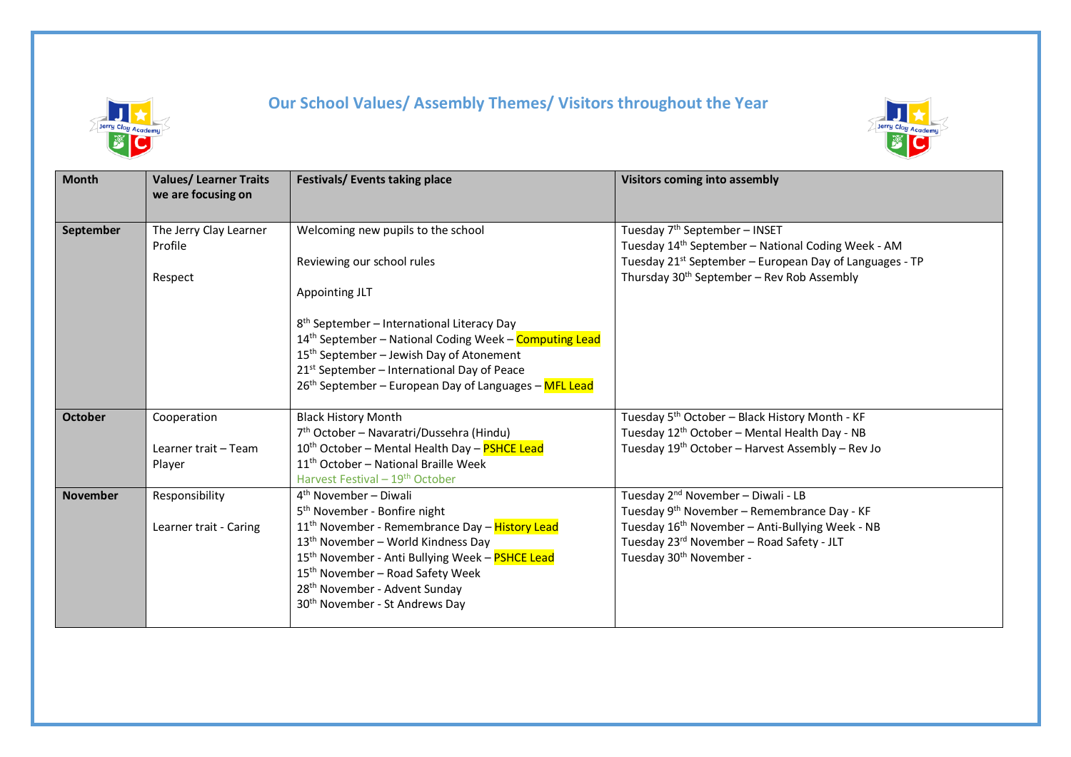# Our School Values/ Assembly Themes/ Visitors throughout the Year

| Month | Values/ Learner Traits we are focusing on | Festivals/ Events taking place | Visitors coming into assembly |
|---|---|---|---|
| **September** | The Jerry Clay Learner Profile<br><br>Respect | Welcoming new pupils to the school<br><br>Reviewing our school rules<br><br>Appointing JLT<br><br>8th September – International Literacy Day<br>14th September – National Coding Week – Computing Lead<br>15th September – Jewish Day of Atonement<br>21st September – International Day of Peace<br>26th September – European Day of Languages – MFL Lead | Tuesday 7th September – INSET<br>Tuesday 14th September – National Coding Week - AM<br>Tuesday 21st September – European Day of Languages - TP<br>Thursday 30th September – Rev Rob Assembly |
| **October** | Cooperation<br><br>Learner trait – Team Player | Black History Month<br>7th October – Navaratri/Dussehra (Hindu)<br>10th October – Mental Health Day – PSHCE Lead<br>11th October – National Braille Week<br>Harvest Festival – 19th October | Tuesday 5th October – Black History Month - KF<br>Tuesday 12th October – Mental Health Day - NB<br>Tuesday 19th October – Harvest Assembly – Rev Jo |
| **November** | Responsibility<br><br>Learner trait - Caring | 4th November – Diwali<br>5th November - Bonfire night<br>11th November - Remembrance Day – History Lead<br>13th November – World Kindness Day<br>15th November - Anti Bullying Week – PSHCE Lead<br>15th November – Road Safety Week<br>28th November - Advent Sunday<br>30th November - St Andrews Day | Tuesday 2nd November – Diwali - LB<br>Tuesday 9th November – Remembrance Day - KF<br>Tuesday 16th November – Anti-Bullying Week - NB<br>Tuesday 23rd November – Road Safety - JLT<br>Tuesday 30th November - |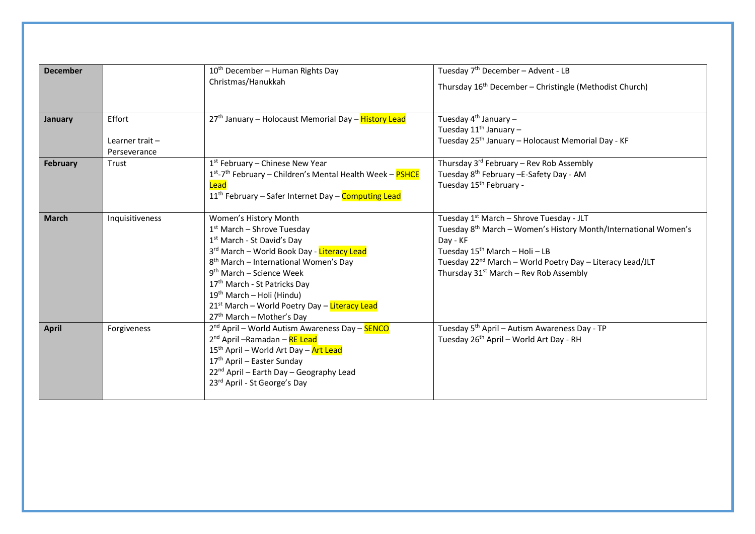| **December** | | 10th December – Human Rights Day<br>Christmas/Hanukkah | Tuesday 7th December – Advent - LB<br>Thursday 16th December – Christingle (Methodist Church) |
|---|---|---|---|
| **January** | Effort<br><br>Learner trait – Perseverance | 27th January – Holocaust Memorial Day – History Lead | Tuesday 4th January –<br>Tuesday 11th January –<br>Tuesday 25th January – Holocaust Memorial Day - KF |
| **February** | Trust | 1st February – Chinese New Year<br>1st-7th February – Children's Mental Health Week – PSHCE Lead<br>11th February – Safer Internet Day – Computing Lead | Thursday 3rd February – Rev Rob Assembly<br>Tuesday 8th February –E-Safety Day - AM<br>Tuesday 15th February - |
| **March** | Inquisitiveness | Women's History Month<br>1st March – Shrove Tuesday<br>1st March - St David's Day<br>3rd March – World Book Day - Literacy Lead<br>8th March – International Women's Day<br>9th March – Science Week<br>17th March - St Patricks Day<br>19th March – Holi (Hindu)<br>21st March – World Poetry Day – Literacy Lead<br>27th March – Mother's Day | Tuesday 1st March – Shrove Tuesday - JLT<br>Tuesday 8th March – Women's History Month/International Women's Day - KF<br>Tuesday 15th March – Holi – LB<br>Tuesday 22nd March – World Poetry Day – Literacy Lead/JLT<br>Thursday 31st March – Rev Rob Assembly |
| **April** | Forgiveness | 2nd April – World Autism Awareness Day – SENCO<br>2nd April –Ramadan – RE Lead<br>15th April – World Art Day – Art Lead<br>17th April – Easter Sunday<br>22nd April – Earth Day – Geography Lead<br>23rd April - St George's Day | Tuesday 5th April – Autism Awareness Day - TP<br>Tuesday 26th April – World Art Day - RH |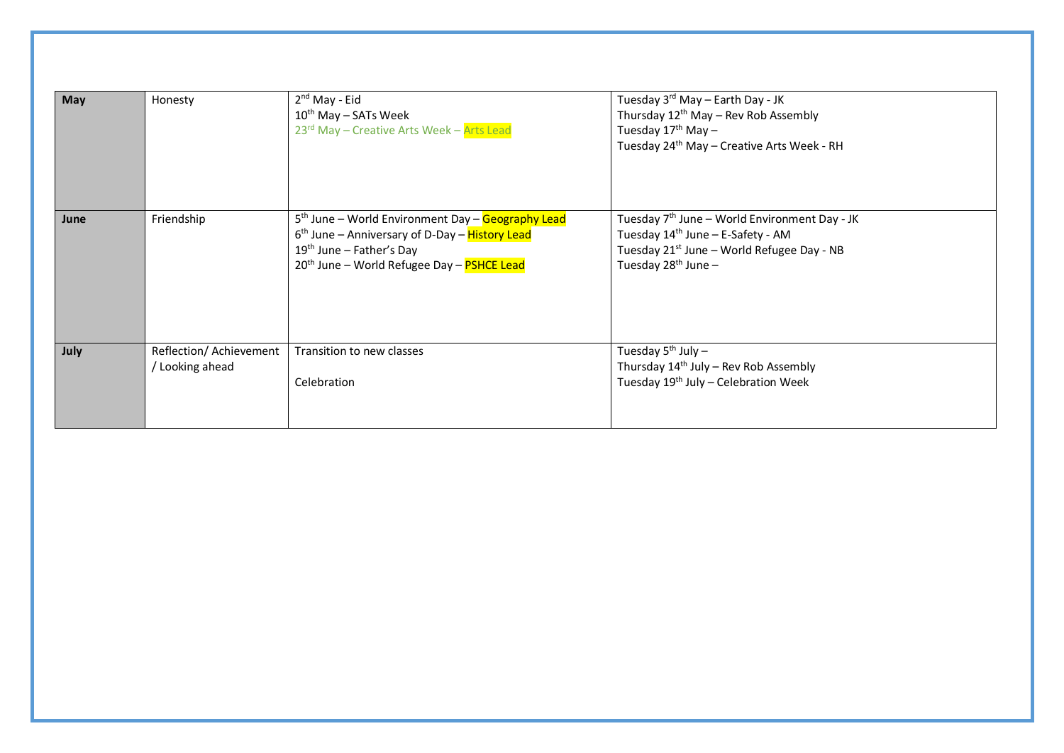| | | | |
|---|---|---|---|
| **May** | Honesty | 2nd May - Eid<br>10th May – SATs Week<br>23rd May – Creative Arts Week – Arts Lead | Tuesday 3rd May – Earth Day - JK<br>Thursday 12th May – Rev Rob Assembly<br>Tuesday 17th May –<br>Tuesday 24th May – Creative Arts Week - RH |
| **June** | Friendship | 5th June – World Environment Day – Geography Lead<br>6th June – Anniversary of D-Day – History Lead<br>19th June – Father's Day<br>20th June – World Refugee Day – PSHCE Lead | Tuesday 7th June – World Environment Day - JK<br>Tuesday 14th June – E-Safety - AM<br>Tuesday 21st June – World Refugee Day - NB<br>Tuesday 28th June – |
| **July** | Reflection/ Achievement / Looking ahead | Transition to new classes<br><br>Celebration | Tuesday 5th July –<br>Thursday 14th July – Rev Rob Assembly<br>Tuesday 19th July – Celebration Week |